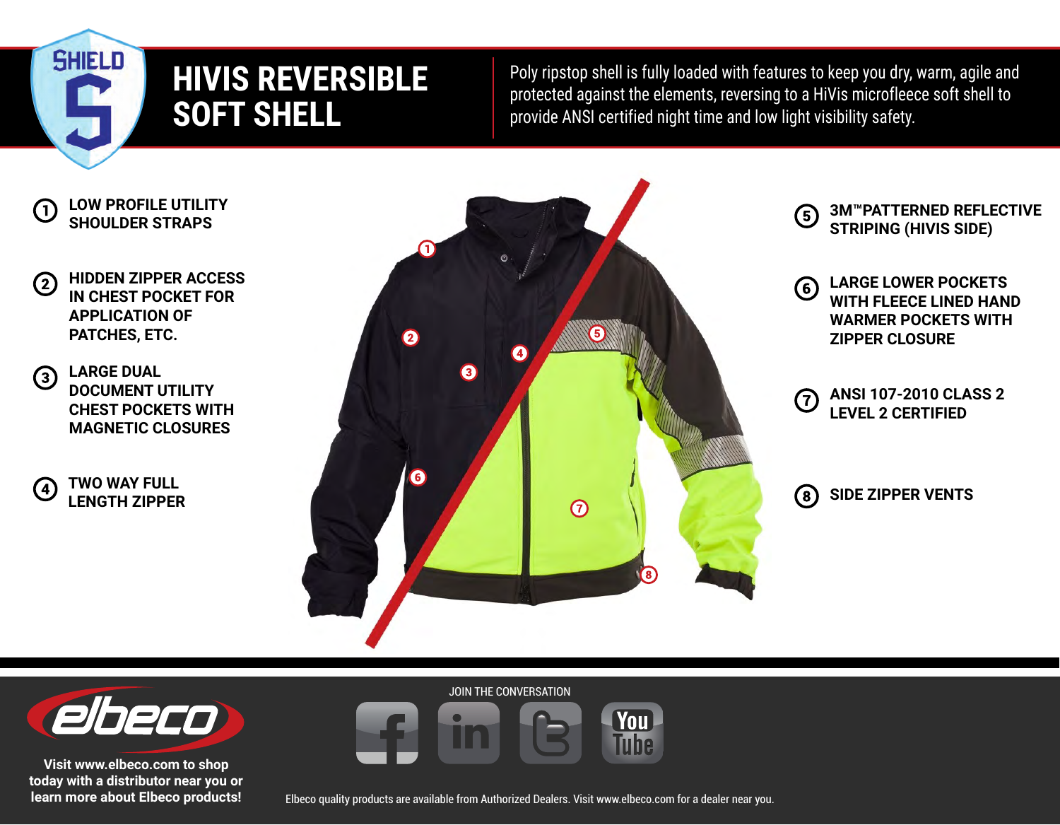SHIELD S

# HIVIS REVERSIBLE SOFT SHELL

Poly ripstop shell is fully loaded with features to keep you dry, warm, agile and protected against the elements, reversing to a HiVis microfleece soft shell to provide ANSI certified night time and low light visibility safety.

1. **LOW PROFILE UTILITY SHOULDER STRAPS**
2. **HIDDEN ZIPPER ACCESS IN CHEST POCKET FOR APPLICATION OF PATCHES, ETC.**
3. **LARGE DUAL DOCUMENT UTILITY CHEST POCKETS WITH MAGNETIC CLOSURES**
4. **TWO WAY FULL LENGTH ZIPPER**
5. **3M™PATTERNED REFLECTIVE STRIPING (HIVIS SIDE)**
6. **LARGE LOWER POCKETS WITH FLEECE LINED HAND WARMER POCKETS WITH ZIPPER CLOSURE**
7. **ANSI 107-2010 CLASS 2 LEVEL 2 CERTIFIED**
8. **SIDE ZIPPER VENTS**

elbeco

**Visit www.elbeco.com to shop today with a distributor near you or learn more about Elbeco products!**

JOIN THE CONVERSATION

Elbeco quality products are available from Authorized Dealers. Visit www.elbeco.com for a dealer near you.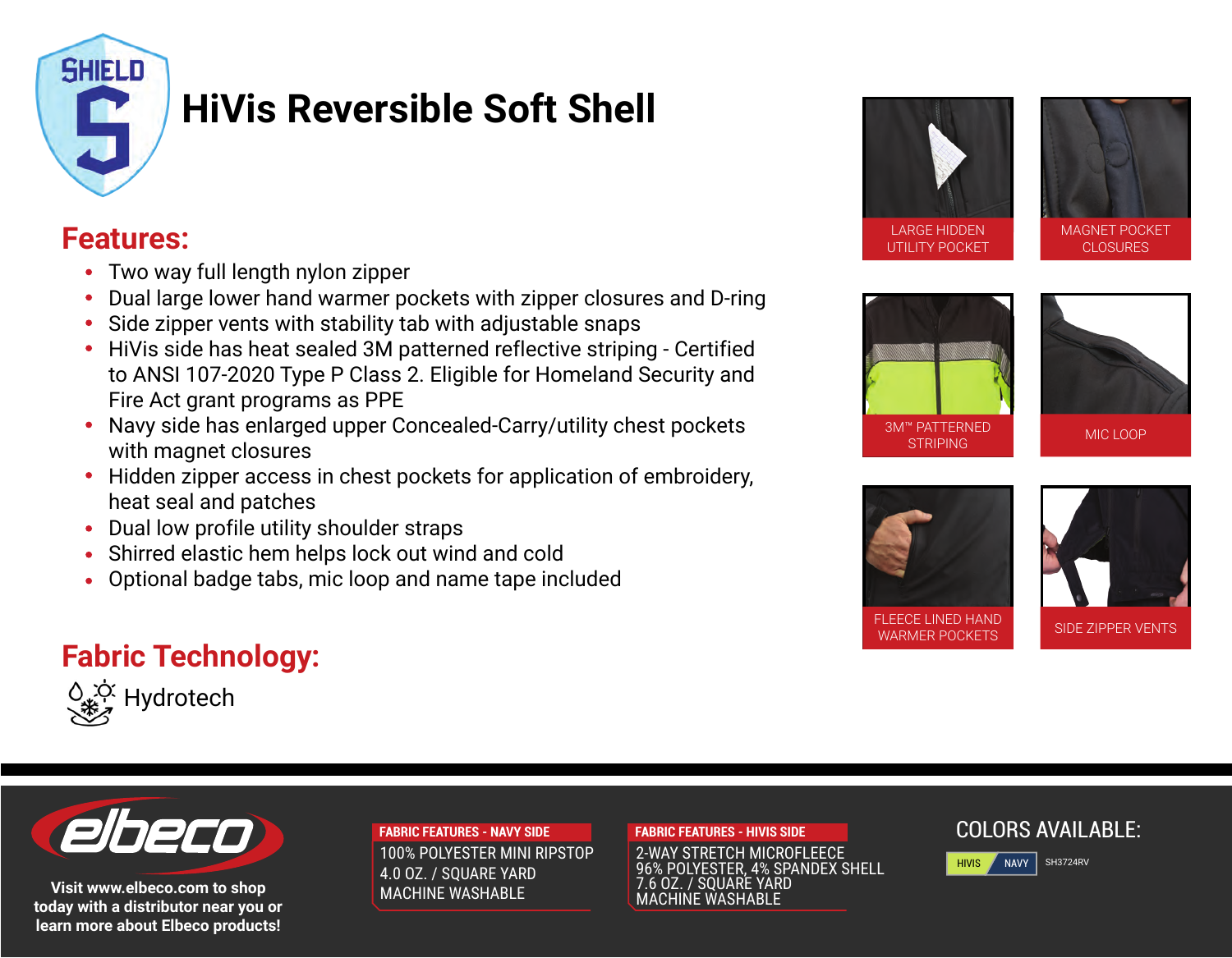SHIELD

# HiVis Reversible Soft Shell

## Features:

- Two way full length nylon zipper
- Dual large lower hand warmer pockets with zipper closures and D-ring
- Side zipper vents with stability tab with adjustable snaps
- HiVis side has heat sealed 3M patterned reflective striping - Certified to ANSI 107-2020 Type P Class 2. Eligible for Homeland Security and Fire Act grant programs as PPE
- Navy side has enlarged upper Concealed-Carry/utility chest pockets with magnet closures
- Hidden zipper access in chest pockets for application of embroidery, heat seal and patches
- Dual low profile utility shoulder straps
- Shirred elastic hem helps lock out wind and cold
- Optional badge tabs, mic loop and name tape included

LARGE HIDDEN UTILITY POCKET

MAGNET POCKET CLOSURES

3M™ PATTERNED STRIPING

MIC LOOP

FLEECE LINED HAND WARMER POCKETS

SIDE ZIPPER VENTS

## Fabric Technology:

Hydrotech

elbeco

**Visit www.elbeco.com to shop today with a distributor near you or learn more about Elbeco products!**

**FABRIC FEATURES - NAVY SIDE**

100% POLYESTER MINI RIPSTOP
4.0 OZ. / SQUARE YARD
MACHINE WASHABLE

**FABRIC FEATURES - HIVIS SIDE**

2-WAY STRETCH MICROFLEECE
96% POLYESTER, 4% SPANDEX SHELL
7.6 OZ. / SQUARE YARD
MACHINE WASHABLE

COLORS AVAILABLE:

HIVIS | NAVY SH3724RV